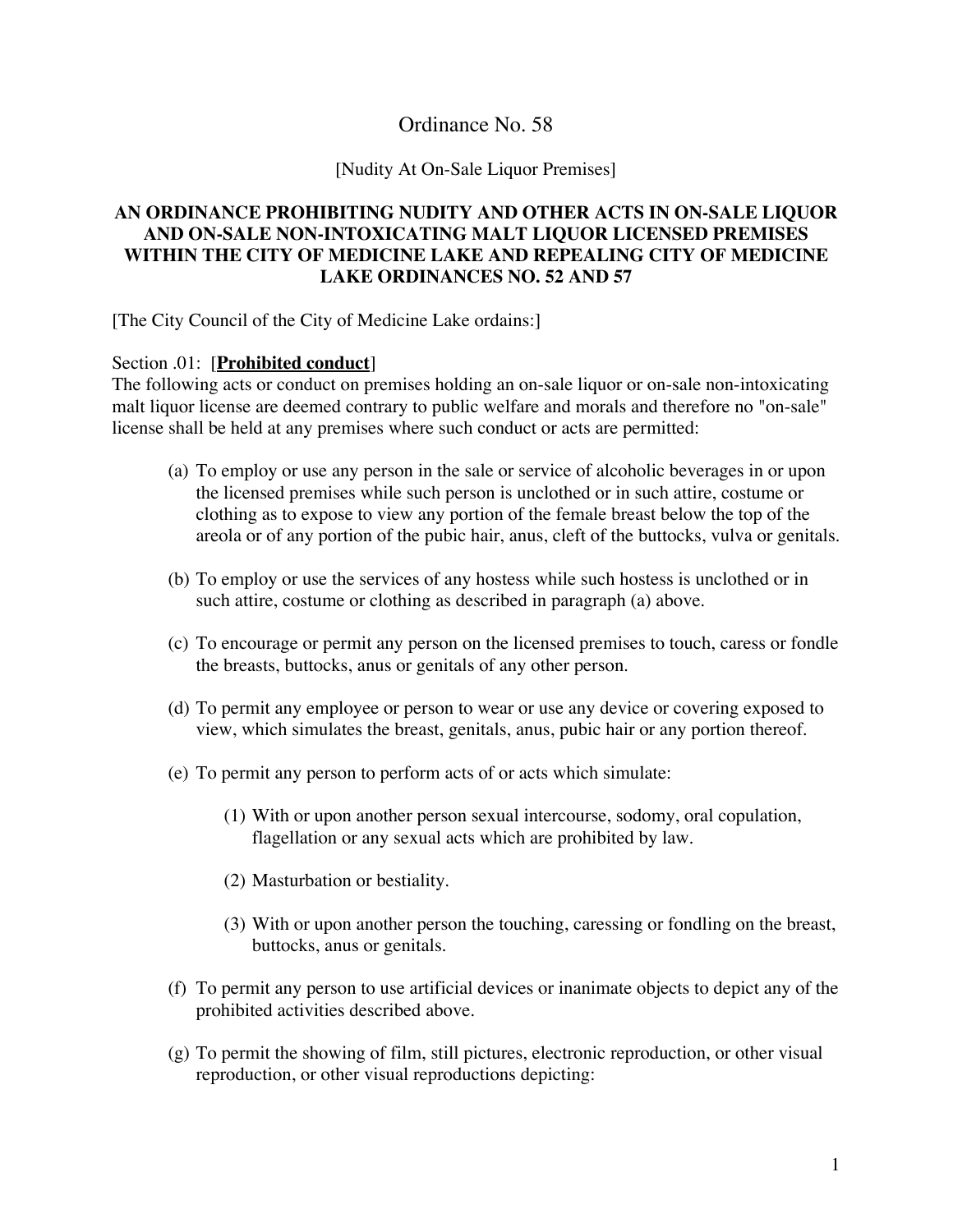# Ordinance No. 58

[Nudity At On-Sale Liquor Premises]

**AN ORDINANCE PROHIBITING NUDITY AND OTHER ACTS IN ON-SALE LIQUOR AND ON-SALE NON-INTOXICATING MALT LIQUOR LICENSED PREMISES WITHIN THE CITY OF MEDICINE LAKE AND REPEALING CITY OF MEDICINE LAKE ORDINANCES NO. 52 AND 57**

[The City Council of the City of Medicine Lake ordains:]

Section .01: [**<u>Prohibited conduct</u>**]

The following acts or conduct on premises holding an on-sale liquor or on-sale non-intoxicating malt liquor license are deemed contrary to public welfare and morals and therefore no "on-sale" license shall be held at any premises where such conduct or acts are permitted:

(a) To employ or use any person in the sale or service of alcoholic beverages in or upon the licensed premises while such person is unclothed or in such attire, costume or clothing as to expose to view any portion of the female breast below the top of the areola or of any portion of the pubic hair, anus, cleft of the buttocks, vulva or genitals.

(b) To employ or use the services of any hostess while such hostess is unclothed or in such attire, costume or clothing as described in paragraph (a) above.

(c) To encourage or permit any person on the licensed premises to touch, caress or fondle the breasts, buttocks, anus or genitals of any other person.

(d) To permit any employee or person to wear or use any device or covering exposed to view, which simulates the breast, genitals, anus, pubic hair or any portion thereof.

(e) To permit any person to perform acts of or acts which simulate:

  (1) With or upon another person sexual intercourse, sodomy, oral copulation, flagellation or any sexual acts which are prohibited by law.

  (2) Masturbation or bestiality.

  (3) With or upon another person the touching, caressing or fondling on the breast, buttocks, anus or genitals.

(f) To permit any person to use artificial devices or inanimate objects to depict any of the prohibited activities described above.

(g) To permit the showing of film, still pictures, electronic reproduction, or other visual reproduction, or other visual reproductions depicting: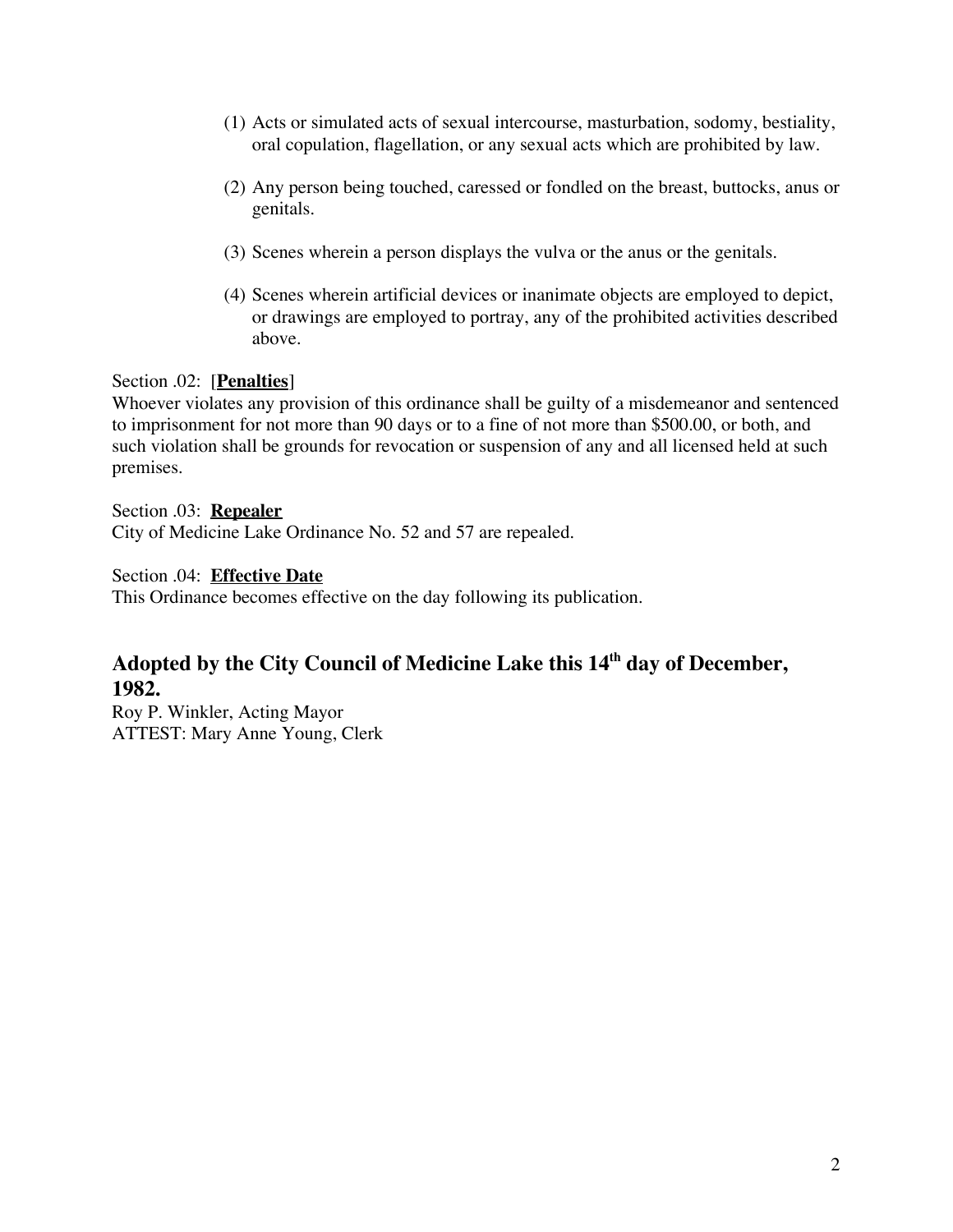(1) Acts or simulated acts of sexual intercourse, masturbation, sodomy, bestiality, oral copulation, flagellation, or any sexual acts which are prohibited by law.

(2) Any person being touched, caressed or fondled on the breast, buttocks, anus or genitals.

(3) Scenes wherein a person displays the vulva or the anus or the genitals.

(4) Scenes wherein artificial devices or inanimate objects are employed to depict, or drawings are employed to portray, any of the prohibited activities described above.

Section .02: [**Penalties**]
Whoever violates any provision of this ordinance shall be guilty of a misdemeanor and sentenced to imprisonment for not more than 90 days or to a fine of not more than $500.00, or both, and such violation shall be grounds for revocation or suspension of any and all licensed held at such premises.

Section .03: **Repealer**
City of Medicine Lake Ordinance No. 52 and 57 are repealed.

Section .04: **Effective Date**
This Ordinance becomes effective on the day following its publication.

## Adopted by the City Council of Medicine Lake this 14th day of December, 1982.

Roy P. Winkler, Acting Mayor
ATTEST: Mary Anne Young, Clerk